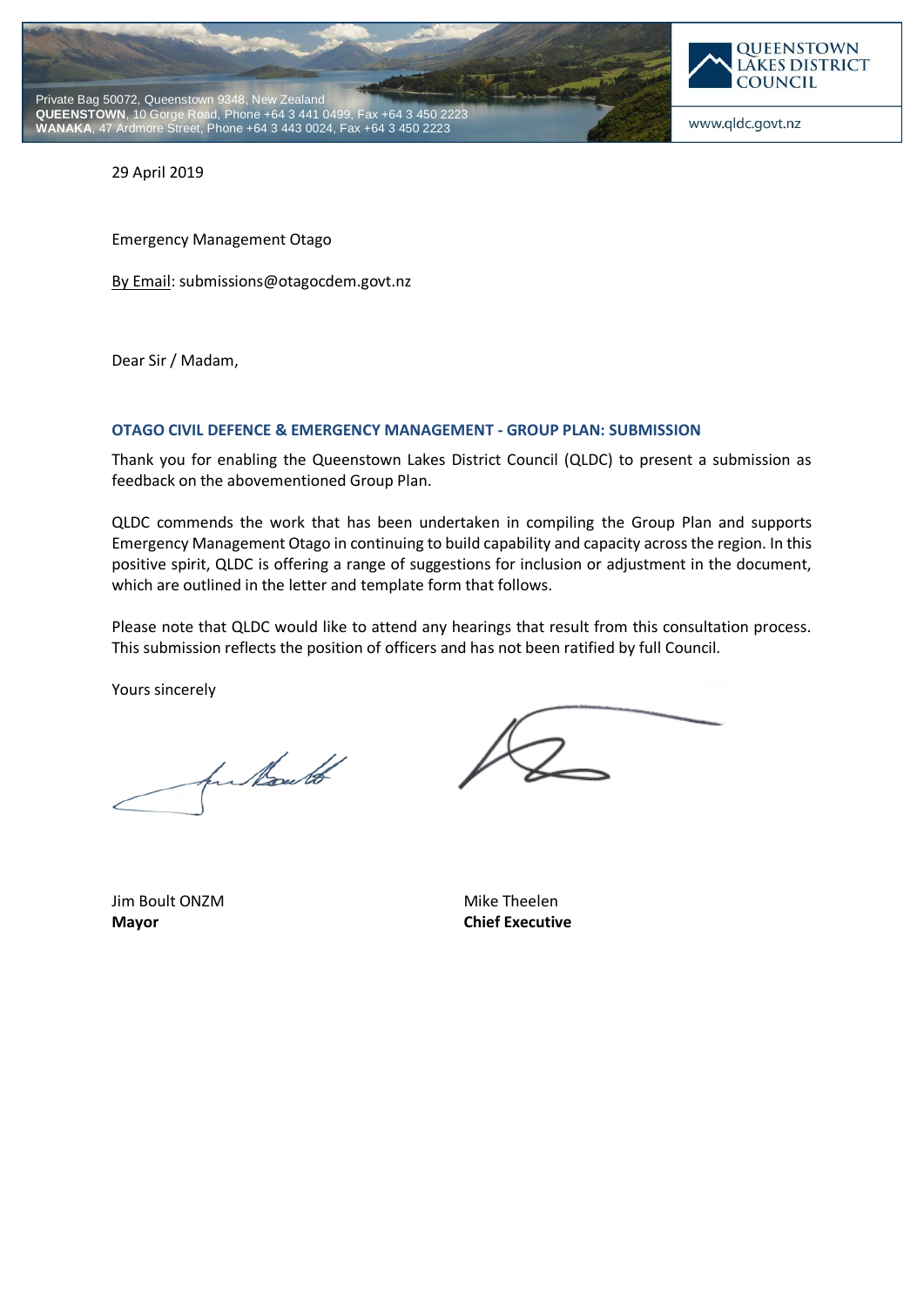Private Bag 50072, Queenstown 9348, New Zealand
**QUEENSTOWN**, 10 Gorge Road, Phone +64 3 441 0499, Fax +64 3 450 2223
**WANAKA**, 47 Ardmore Street, Phone +64 3 443 0024, Fax +64 3 450 2223

QUEENSTOWN LAKES DISTRICT COUNCIL

www.qldc.govt.nz

29 April 2019

Emergency Management Otago

By Email: submissions@otagocdem.govt.nz

Dear Sir / Madam,

### OTAGO CIVIL DEFENCE & EMERGENCY MANAGEMENT - GROUP PLAN: SUBMISSION

Thank you for enabling the Queenstown Lakes District Council (QLDC) to present a submission as feedback on the abovementioned Group Plan.

QLDC commends the work that has been undertaken in compiling the Group Plan and supports Emergency Management Otago in continuing to build capability and capacity across the region. In this positive spirit, QLDC is offering a range of suggestions for inclusion or adjustment in the document, which are outlined in the letter and template form that follows.

Please note that QLDC would like to attend any hearings that result from this consultation process. This submission reflects the position of officers and has not been ratified by full Council.

Yours sincerely

Jim Boult ONZM
**Mayor**

Mike Theelen
**Chief Executive**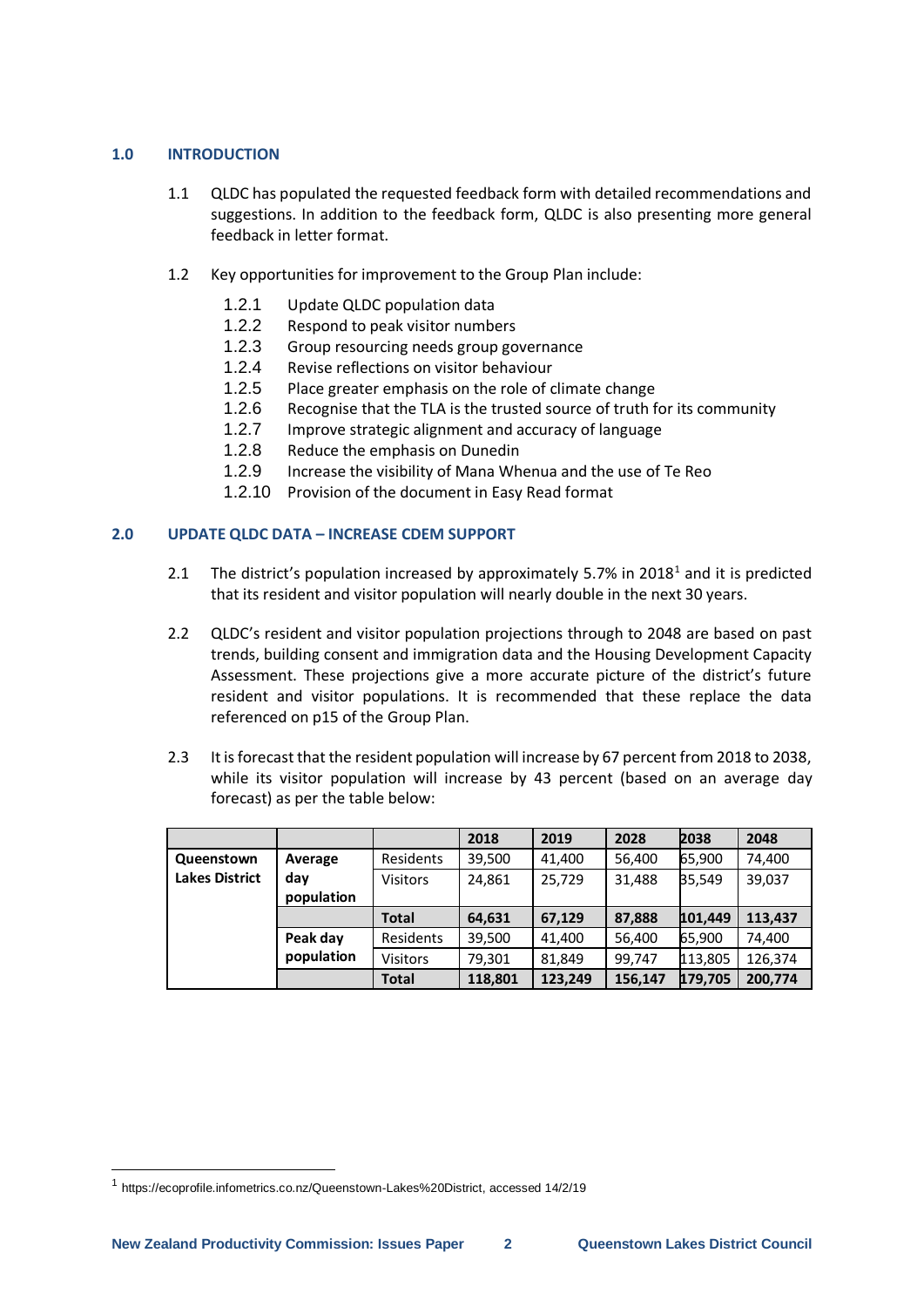## 1.0 INTRODUCTION

1.1 QLDC has populated the requested feedback form with detailed recommendations and suggestions. In addition to the feedback form, QLDC is also presenting more general feedback in letter format.

1.2 Key opportunities for improvement to the Group Plan include:

- 1.2.1 Update QLDC population data
- 1.2.2 Respond to peak visitor numbers
- 1.2.3 Group resourcing needs group governance
- 1.2.4 Revise reflections on visitor behaviour
- 1.2.5 Place greater emphasis on the role of climate change
- 1.2.6 Recognise that the TLA is the trusted source of truth for its community
- 1.2.7 Improve strategic alignment and accuracy of language
- 1.2.8 Reduce the emphasis on Dunedin
- 1.2.9 Increase the visibility of Mana Whenua and the use of Te Reo
- 1.2.10 Provision of the document in Easy Read format

## 2.0 UPDATE QLDC DATA – INCREASE CDEM SUPPORT

2.1 The district's population increased by approximately 5.7% in 2018[1] and it is predicted that its resident and visitor population will nearly double in the next 30 years.

2.2 QLDC's resident and visitor population projections through to 2048 are based on past trends, building consent and immigration data and the Housing Development Capacity Assessment. These projections give a more accurate picture of the district's future resident and visitor populations. It is recommended that these replace the data referenced on p15 of the Group Plan.

2.3 It is forecast that the resident population will increase by 67 percent from 2018 to 2038, while its visitor population will increase by 43 percent (based on an average day forecast) as per the table below:

| | | | 2018 | 2019 | 2028 | 2038 | 2048 |
|---|---|---|---|---|---|---|---|
| **Queenstown Lakes District** | **Average day population** | Residents | 39,500 | 41,400 | 56,400 | 65,900 | 74,400 |
| | | Visitors | 24,861 | 25,729 | 31,488 | 35,549 | 39,037 |
| | | **Total** | **64,631** | **67,129** | **87,888** | **101,449** | **113,437** |
| | **Peak day population** | Residents | 39,500 | 41,400 | 56,400 | 65,900 | 74,400 |
| | | Visitors | 79,301 | 81,849 | 99,747 | 113,805 | 126,374 |
| | | **Total** | **118,801** | **123,249** | **156,147** | **179,705** | **200,774** |

[1] https://ecoprofile.infometrics.co.nz/Queenstown-Lakes%20District, accessed 14/2/19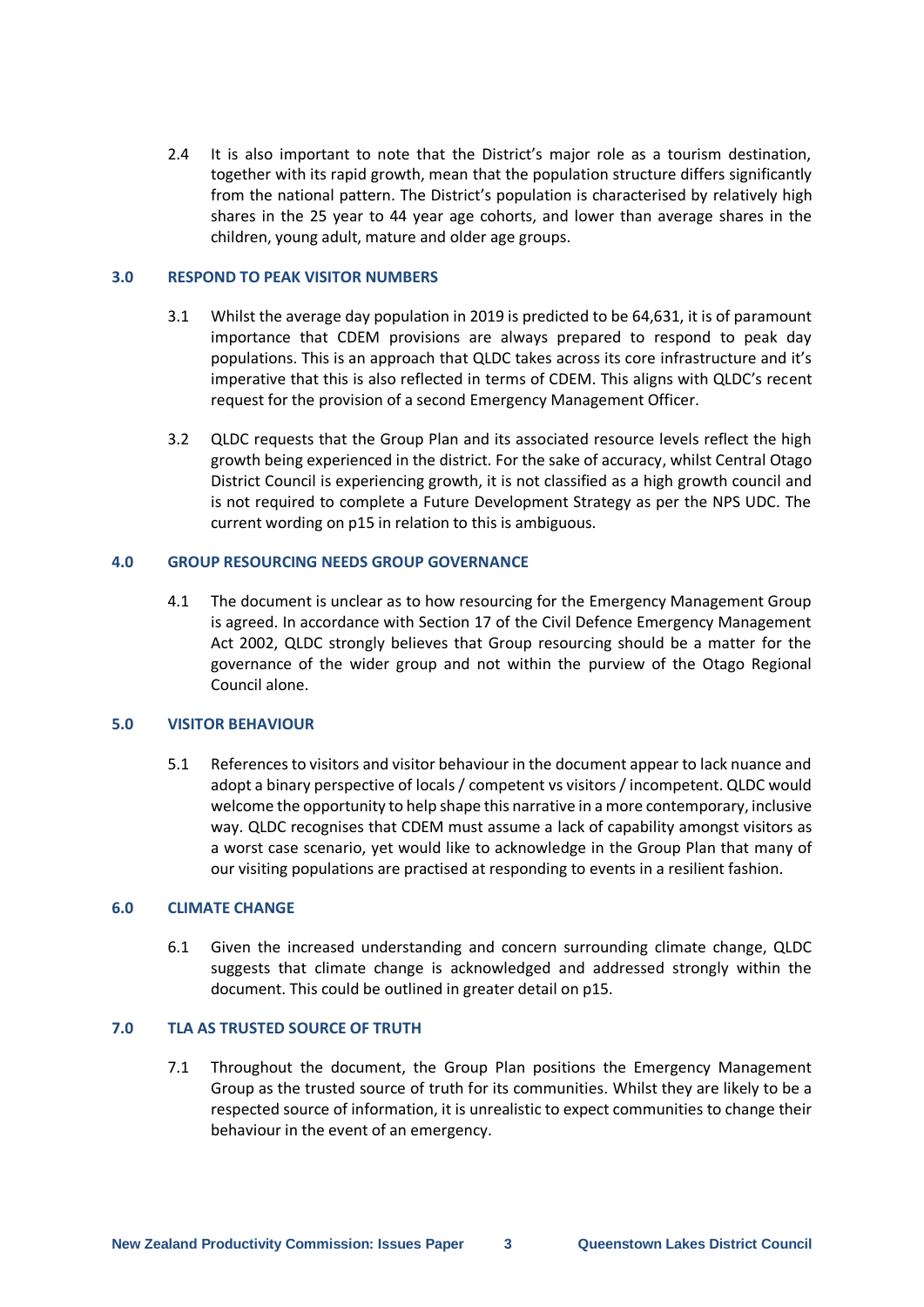2.4 It is also important to note that the District's major role as a tourism destination, together with its rapid growth, mean that the population structure differs significantly from the national pattern. The District's population is characterised by relatively high shares in the 25 year to 44 year age cohorts, and lower than average shares in the children, young adult, mature and older age groups.

## 3.0 RESPOND TO PEAK VISITOR NUMBERS

3.1 Whilst the average day population in 2019 is predicted to be 64,631, it is of paramount importance that CDEM provisions are always prepared to respond to peak day populations. This is an approach that QLDC takes across its core infrastructure and it's imperative that this is also reflected in terms of CDEM. This aligns with QLDC's recent request for the provision of a second Emergency Management Officer.

3.2 QLDC requests that the Group Plan and its associated resource levels reflect the high growth being experienced in the district. For the sake of accuracy, whilst Central Otago District Council is experiencing growth, it is not classified as a high growth council and is not required to complete a Future Development Strategy as per the NPS UDC. The current wording on p15 in relation to this is ambiguous.

## 4.0 GROUP RESOURCING NEEDS GROUP GOVERNANCE

4.1 The document is unclear as to how resourcing for the Emergency Management Group is agreed. In accordance with Section 17 of the Civil Defence Emergency Management Act 2002, QLDC strongly believes that Group resourcing should be a matter for the governance of the wider group and not within the purview of the Otago Regional Council alone.

## 5.0 VISITOR BEHAVIOUR

5.1 References to visitors and visitor behaviour in the document appear to lack nuance and adopt a binary perspective of locals / competent vs visitors / incompetent. QLDC would welcome the opportunity to help shape this narrative in a more contemporary, inclusive way. QLDC recognises that CDEM must assume a lack of capability amongst visitors as a worst case scenario, yet would like to acknowledge in the Group Plan that many of our visiting populations are practised at responding to events in a resilient fashion.

## 6.0 CLIMATE CHANGE

6.1 Given the increased understanding and concern surrounding climate change, QLDC suggests that climate change is acknowledged and addressed strongly within the document. This could be outlined in greater detail on p15.

## 7.0 TLA AS TRUSTED SOURCE OF TRUTH

7.1 Throughout the document, the Group Plan positions the Emergency Management Group as the trusted source of truth for its communities. Whilst they are likely to be a respected source of information, it is unrealistic to expect communities to change their behaviour in the event of an emergency.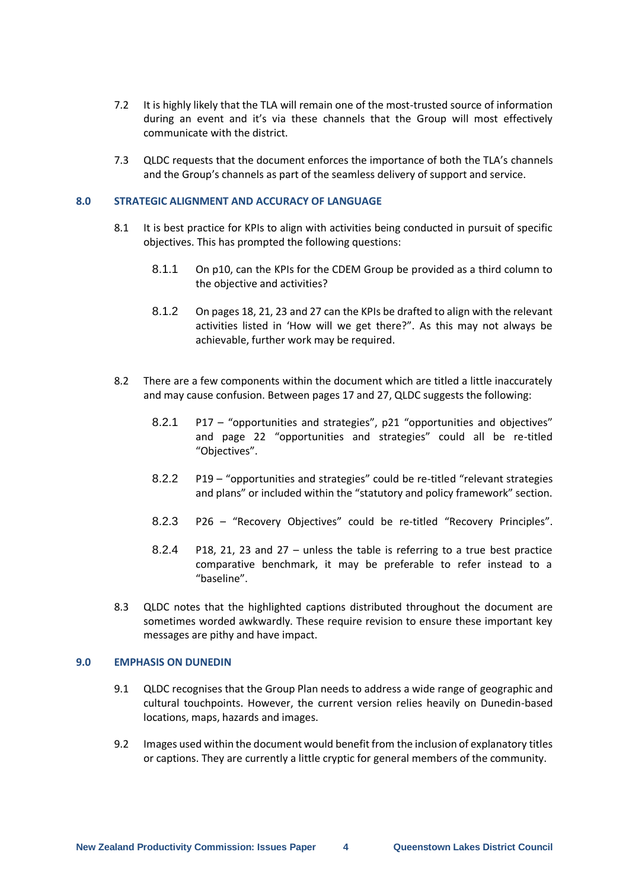7.2 It is highly likely that the TLA will remain one of the most-trusted source of information during an event and it's via these channels that the Group will most effectively communicate with the district.

7.3 QLDC requests that the document enforces the importance of both the TLA's channels and the Group's channels as part of the seamless delivery of support and service.

## 8.0 STRATEGIC ALIGNMENT AND ACCURACY OF LANGUAGE

8.1 It is best practice for KPIs to align with activities being conducted in pursuit of specific objectives. This has prompted the following questions:

8.1.1 On p10, can the KPIs for the CDEM Group be provided as a third column to the objective and activities?

8.1.2 On pages 18, 21, 23 and 27 can the KPIs be drafted to align with the relevant activities listed in 'How will we get there?". As this may not always be achievable, further work may be required.

8.2 There are a few components within the document which are titled a little inaccurately and may cause confusion. Between pages 17 and 27, QLDC suggests the following:

8.2.1 P17 – "opportunities and strategies", p21 "opportunities and objectives" and page 22 "opportunities and strategies" could all be re-titled "Objectives".

8.2.2 P19 – "opportunities and strategies" could be re-titled "relevant strategies and plans" or included within the "statutory and policy framework" section.

8.2.3 P26 – "Recovery Objectives" could be re-titled "Recovery Principles".

8.2.4 P18, 21, 23 and 27 – unless the table is referring to a true best practice comparative benchmark, it may be preferable to refer instead to a "baseline".

8.3 QLDC notes that the highlighted captions distributed throughout the document are sometimes worded awkwardly. These require revision to ensure these important key messages are pithy and have impact.

## 9.0 EMPHASIS ON DUNEDIN

9.1 QLDC recognises that the Group Plan needs to address a wide range of geographic and cultural touchpoints. However, the current version relies heavily on Dunedin-based locations, maps, hazards and images.

9.2 Images used within the document would benefit from the inclusion of explanatory titles or captions. They are currently a little cryptic for general members of the community.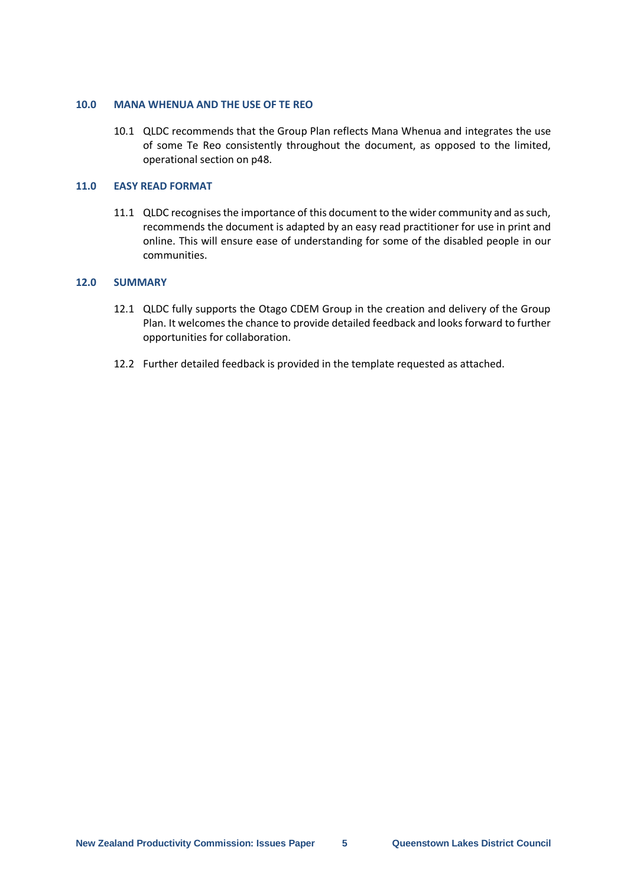## 10.0 MANA WHENUA AND THE USE OF TE REO

10.1 QLDC recommends that the Group Plan reflects Mana Whenua and integrates the use of some Te Reo consistently throughout the document, as opposed to the limited, operational section on p48.

## 11.0 EASY READ FORMAT

11.1 QLDC recognises the importance of this document to the wider community and as such, recommends the document is adapted by an easy read practitioner for use in print and online. This will ensure ease of understanding for some of the disabled people in our communities.

## 12.0 SUMMARY

12.1 QLDC fully supports the Otago CDEM Group in the creation and delivery of the Group Plan. It welcomes the chance to provide detailed feedback and looks forward to further opportunities for collaboration.

12.2 Further detailed feedback is provided in the template requested as attached.